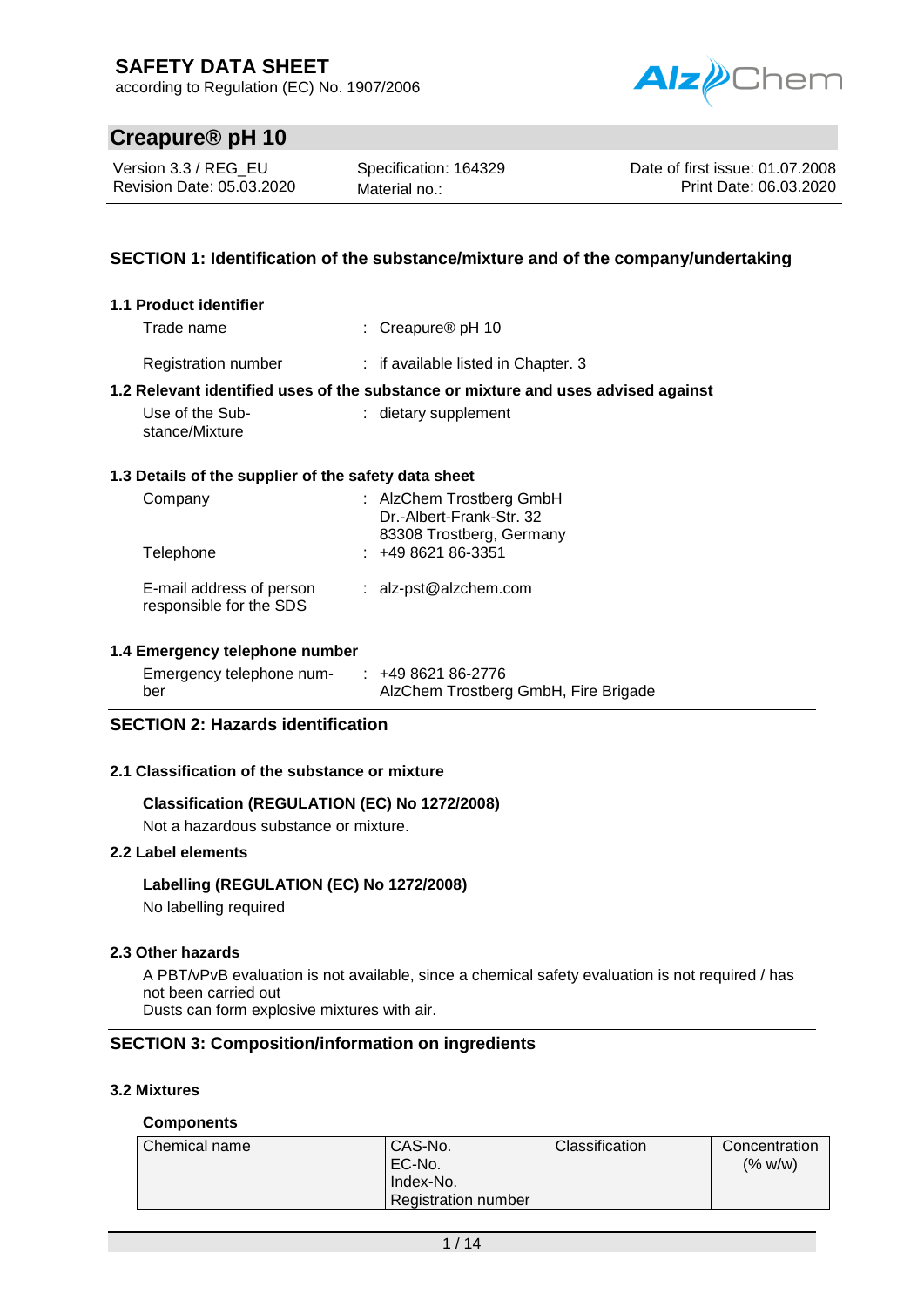# SAFETY DATA SHEET

according to Regulation (EC) No. 1907/2006

## Creapure® pH 10

| Version 3.3 / REG_EU | Specification: 164329 | Date of first issue: 01.07.2008 |
|---|---|---|
| Revision Date: 05.03.2020 | Material no.: | Print Date: 06.03.2020 |

## SECTION 1: Identification of the substance/mixture and of the company/undertaking

### 1.1 Product identifier

Trade name : Creapure® pH 10

Registration number : if available listed in Chapter. 3

### 1.2 Relevant identified uses of the substance or mixture and uses advised against

Use of the Substance/Mixture : dietary supplement

### 1.3 Details of the supplier of the safety data sheet

Company : AlzChem Trostberg GmbH
Dr.-Albert-Frank-Str. 32
83308 Trostberg, Germany

Telephone : +49 8621 86-3351

E-mail address of person responsible for the SDS : alz-pst@alzchem.com

### 1.4 Emergency telephone number

Emergency telephone number : +49 8621 86-2776
AlzChem Trostberg GmbH, Fire Brigade

## SECTION 2: Hazards identification

### 2.1 Classification of the substance or mixture

**Classification (REGULATION (EC) No 1272/2008)**

Not a hazardous substance or mixture.

### 2.2 Label elements

**Labelling (REGULATION (EC) No 1272/2008)**

No labelling required

### 2.3 Other hazards

A PBT/vPvB evaluation is not available, since a chemical safety evaluation is not required / has not been carried out

Dusts can form explosive mixtures with air.

## SECTION 3: Composition/information on ingredients

### 3.2 Mixtures

**Components**

| Chemical name | CAS-No.<br>EC-No.<br>Index-No.<br>Registration number | Classification | Concentration (% w/w) |
|---|---|---|---|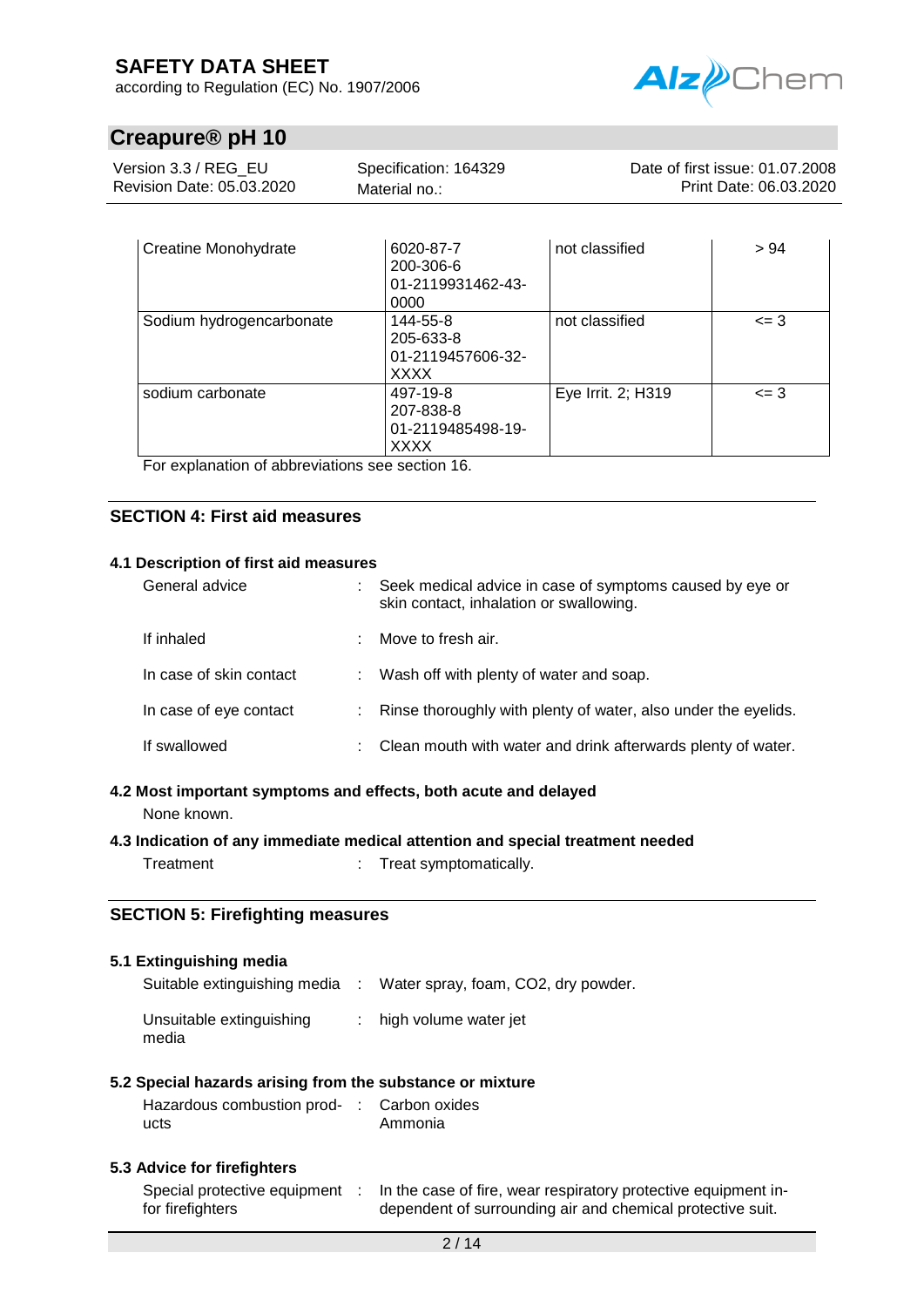| | | | |
|---|---|---|---|
| Creatine Monohydrate | 6020-87-7<br>200-306-6<br>01-2119931462-43-0000 | not classified | > 94 |
| Sodium hydrogencarbonate | 144-55-8<br>205-633-8<br>01-2119457606-32-XXXX | not classified | <= 3 |
| sodium carbonate | 497-19-8<br>207-838-8<br>01-2119485498-19-XXXX | Eye Irrit. 2; H319 | <= 3 |

For explanation of abbreviations see section 16.

## SECTION 4: First aid measures

### 4.1 Description of first aid measures

| | | |
|---|---|---|
| General advice | : | Seek medical advice in case of symptoms caused by eye or skin contact, inhalation or swallowing. |
| If inhaled | : | Move to fresh air. |
| In case of skin contact | : | Wash off with plenty of water and soap. |
| In case of eye contact | : | Rinse thoroughly with plenty of water, also under the eyelids. |
| If swallowed | : | Clean mouth with water and drink afterwards plenty of water. |

### 4.2 Most important symptoms and effects, both acute and delayed

None known.

### 4.3 Indication of any immediate medical attention and special treatment needed

| | | |
|---|---|---|
| Treatment | : | Treat symptomatically. |

## SECTION 5: Firefighting measures

### 5.1 Extinguishing media

| | | |
|---|---|---|
| Suitable extinguishing media | : | Water spray, foam, CO2, dry powder. |
| Unsuitable extinguishing media | : | high volume water jet |

### 5.2 Special hazards arising from the substance or mixture

| | | |
|---|---|---|
| Hazardous combustion products | : | Carbon oxides<br>Ammonia |

### 5.3 Advice for firefighters

| | | |
|---|---|---|
| Special protective equipment for firefighters | : | In the case of fire, wear respiratory protective equipment independent of surrounding air and chemical protective suit. |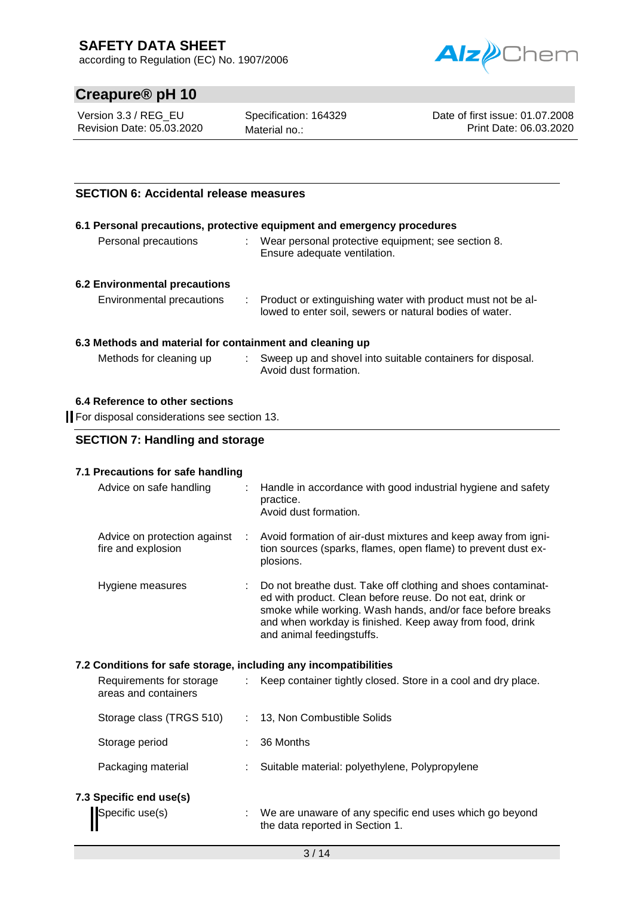## SECTION 6: Accidental release measures

### 6.1 Personal precautions, protective equipment and emergency procedures

| | |
|---|---|
| Personal precautions | Wear personal protective equipment; see section 8. Ensure adequate ventilation. |

### 6.2 Environmental precautions

| | |
|---|---|
| Environmental precautions | Product or extinguishing water with product must not be allowed to enter soil, sewers or natural bodies of water. |

### 6.3 Methods and material for containment and cleaning up

| | |
|---|---|
| Methods for cleaning up | Sweep up and shovel into suitable containers for disposal. Avoid dust formation. |

### 6.4 Reference to other sections

For disposal considerations see section 13.

## SECTION 7: Handling and storage

### 7.1 Precautions for safe handling

| | |
|---|---|
| Advice on safe handling | Handle in accordance with good industrial hygiene and safety practice. Avoid dust formation. |
| Advice on protection against fire and explosion | Avoid formation of air-dust mixtures and keep away from ignition sources (sparks, flames, open flame) to prevent dust explosions. |
| Hygiene measures | Do not breathe dust. Take off clothing and shoes contaminated with product. Clean before reuse. Do not eat, drink or smoke while working. Wash hands, and/or face before breaks and when workday is finished. Keep away from food, drink and animal feedingstuffs. |

### 7.2 Conditions for safe storage, including any incompatibilities

| | |
|---|---|
| Requirements for storage areas and containers | Keep container tightly closed. Store in a cool and dry place. |
| Storage class (TRGS 510) | 13, Non Combustible Solids |
| Storage period | 36 Months |
| Packaging material | Suitable material: polyethylene, Polypropylene |

### 7.3 Specific end use(s)

| | |
|---|---|
| Specific use(s) | We are unaware of any specific end uses which go beyond the data reported in Section 1. |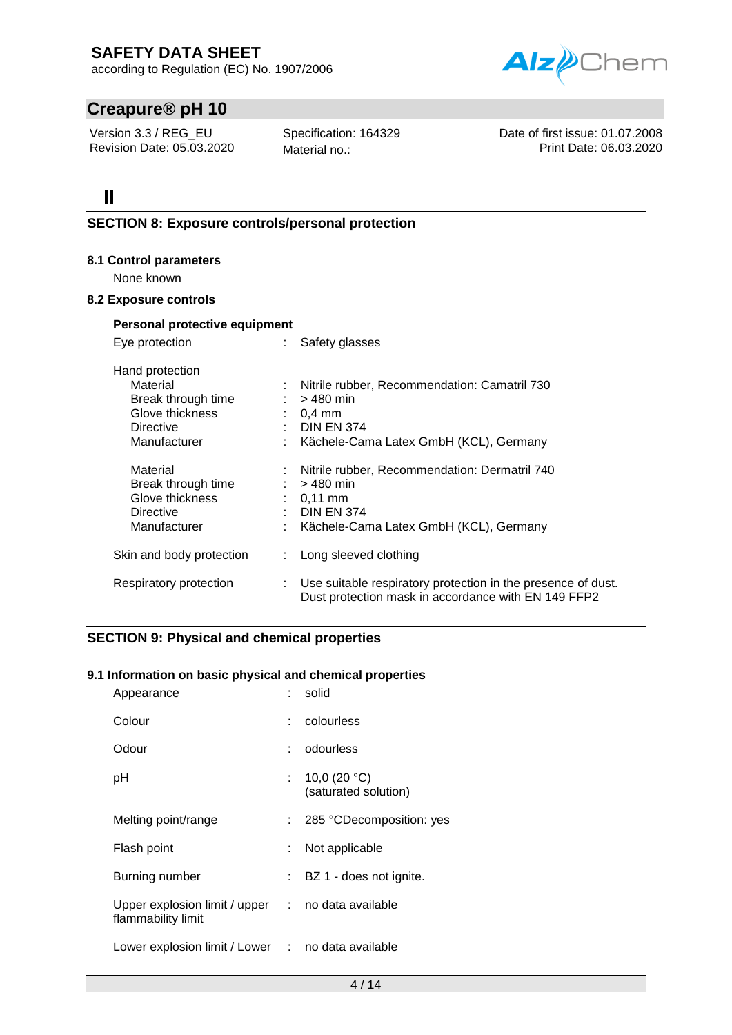## SECTION 8: Exposure controls/personal protection

### 8.1 Control parameters

None known

### 8.2 Exposure controls

**Personal protective equipment**

| | | |
|---|---|---|
| Eye protection | : | Safety glasses |
| Hand protection | | |
| Material | : | Nitrile rubber, Recommendation: Camatril 730 |
| Break through time | : | > 480 min |
| Glove thickness | : | 0,4 mm |
| Directive | : | DIN EN 374 |
| Manufacturer | : | Kächele-Cama Latex GmbH (KCL), Germany |
| Material | : | Nitrile rubber, Recommendation: Dermatril 740 |
| Break through time | : | > 480 min |
| Glove thickness | : | 0,11 mm |
| Directive | : | DIN EN 374 |
| Manufacturer | : | Kächele-Cama Latex GmbH (KCL), Germany |
| Skin and body protection | : | Long sleeved clothing |
| Respiratory protection | : | Use suitable respiratory protection in the presence of dust. Dust protection mask in accordance with EN 149 FFP2 |

## SECTION 9: Physical and chemical properties

### 9.1 Information on basic physical and chemical properties

| | | |
|---|---|---|
| Appearance | : | solid |
| Colour | : | colourless |
| Odour | : | odourless |
| pH | : | 10,0 (20 °C) (saturated solution) |
| Melting point/range | : | 285 °CDecomposition: yes |
| Flash point | : | Not applicable |
| Burning number | : | BZ 1 - does not ignite. |
| Upper explosion limit / upper flammability limit | : | no data available |
| Lower explosion limit / Lower | : | no data available |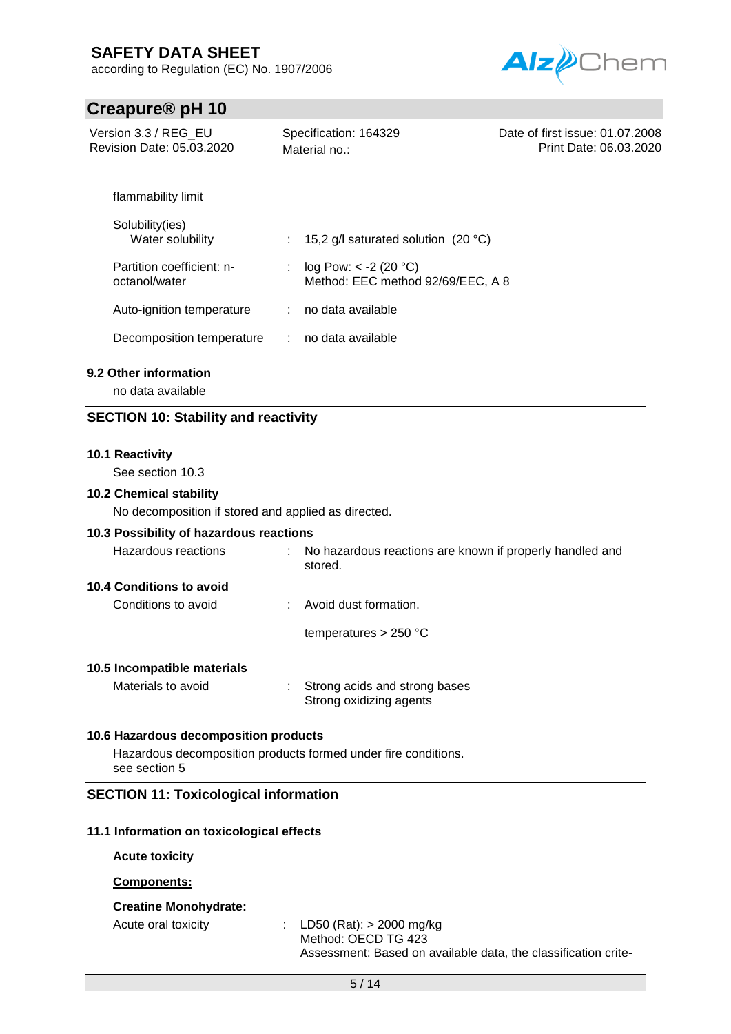flammability limit

| | | |
|---|---|---|
| Solubility(ies) Water solubility | : | 15,2 g/l saturated solution (20 °C) |
| Partition coefficient: n-octanol/water | : | log Pow: < -2 (20 °C) Method: EEC method 92/69/EEC, A 8 |
| Auto-ignition temperature | : | no data available |
| Decomposition temperature | : | no data available |

### 9.2 Other information

no data available

## SECTION 10: Stability and reactivity

### 10.1 Reactivity

See section 10.3

### 10.2 Chemical stability

No decomposition if stored and applied as directed.

### 10.3 Possibility of hazardous reactions

| | | |
|---|---|---|
| Hazardous reactions | : | No hazardous reactions are known if properly handled and stored. |

### 10.4 Conditions to avoid

| | | |
|---|---|---|
| Conditions to avoid | : | Avoid dust formation. |
| | | temperatures > 250 °C |

### 10.5 Incompatible materials

| | | |
|---|---|---|
| Materials to avoid | : | Strong acids and strong bases<br>Strong oxidizing agents |

### 10.6 Hazardous decomposition products

Hazardous decomposition products formed under fire conditions.
see section 5

## SECTION 11: Toxicological information

### 11.1 Information on toxicological effects

**Acute toxicity**

**Components:**

**Creatine Monohydrate:**

| | | |
|---|---|---|
| Acute oral toxicity | : | LD50 (Rat): > 2000 mg/kg<br>Method: OECD TG 423<br>Assessment: Based on available data, the classification crite- |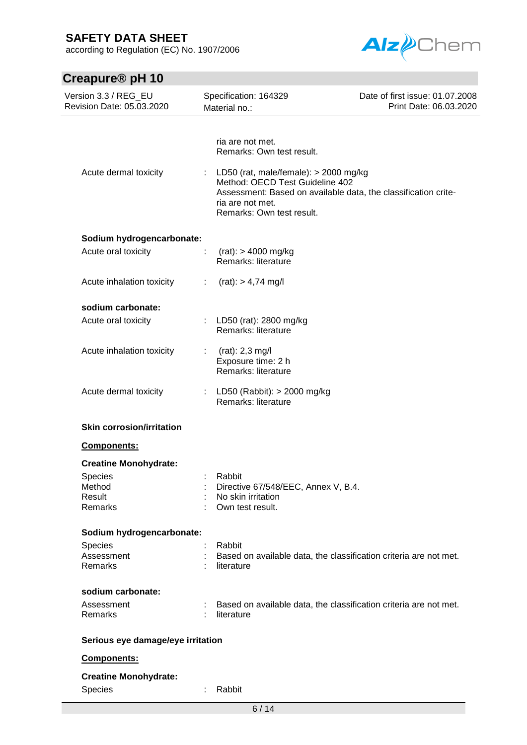ria are not met.
Remarks: Own test result.

Acute dermal toxicity : LD50 (rat, male/female): > 2000 mg/kg
Method: OECD Test Guideline 402
Assessment: Based on available data, the classification criteria are not met.
Remarks: Own test result.

**Sodium hydrogencarbonate:**

Acute oral toxicity : (rat): > 4000 mg/kg
Remarks: literature

Acute inhalation toxicity : (rat): > 4,74 mg/l

**sodium carbonate:**

Acute oral toxicity : LD50 (rat): 2800 mg/kg
Remarks: literature

Acute inhalation toxicity : (rat): 2,3 mg/l
Exposure time: 2 h
Remarks: literature

Acute dermal toxicity : LD50 (Rabbit): > 2000 mg/kg
Remarks: literature

**Skin corrosion/irritation**

**Components:**

**Creatine Monohydrate:**

Species : Rabbit
Method : Directive 67/548/EEC, Annex V, B.4.
Result : No skin irritation
Remarks : Own test result.

**Sodium hydrogencarbonate:**

Species : Rabbit
Assessment : Based on available data, the classification criteria are not met.
Remarks : literature

**sodium carbonate:**

Assessment : Based on available data, the classification criteria are not met.
Remarks : literature

**Serious eye damage/eye irritation**

**Components:**

**Creatine Monohydrate:**

Species : Rabbit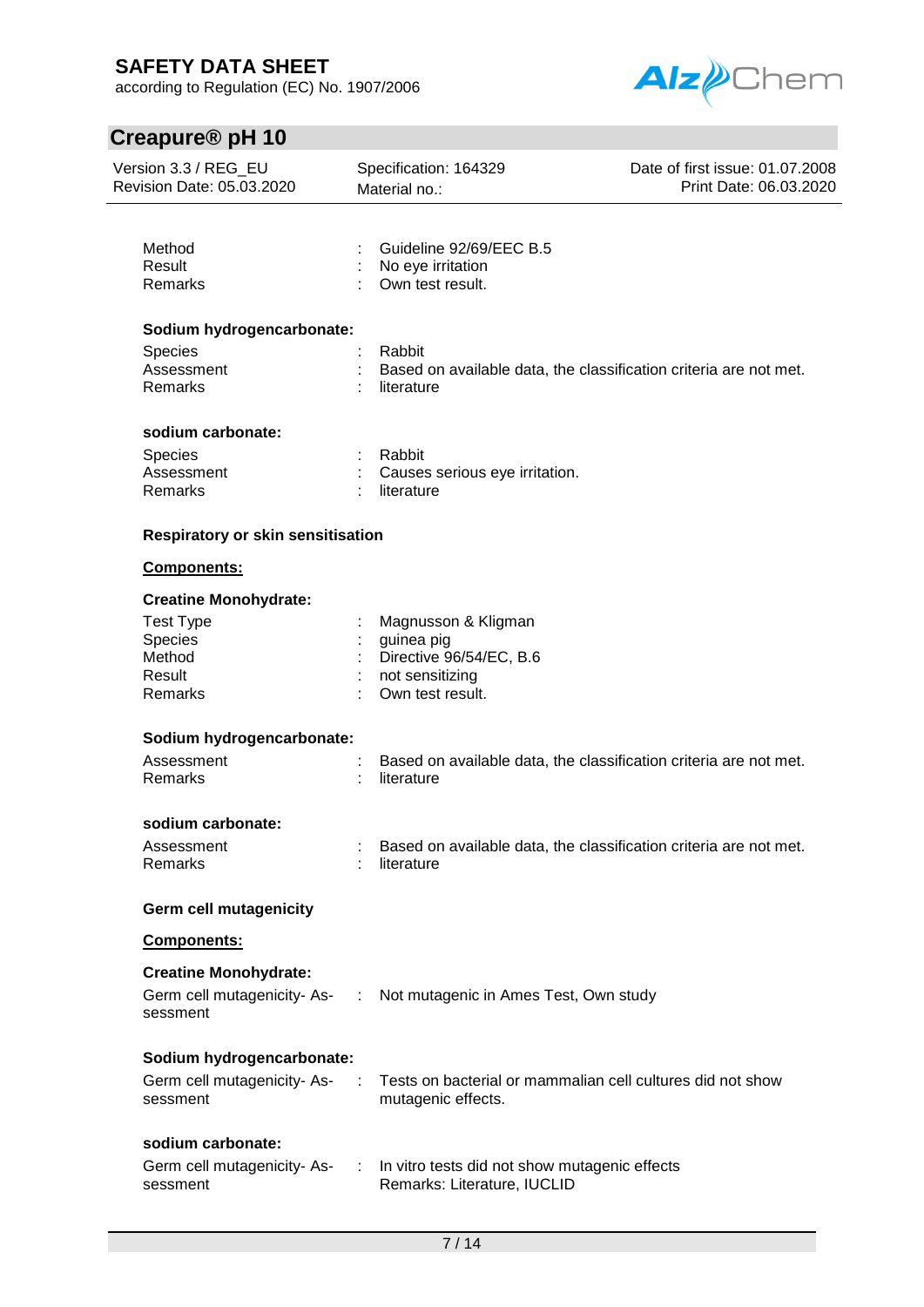| | | |
|---|---|---|
| Method | : | Guideline 92/69/EEC B.5 |
| Result | : | No eye irritation |
| Remarks | : | Own test result. |

**Sodium hydrogencarbonate:**

| | | |
|---|---|---|
| Species | : | Rabbit |
| Assessment | : | Based on available data, the classification criteria are not met. |
| Remarks | : | literature |

**sodium carbonate:**

| | | |
|---|---|---|
| Species | : | Rabbit |
| Assessment | : | Causes serious eye irritation. |
| Remarks | : | literature |

**Respiratory or skin sensitisation**

**Components:**

**Creatine Monohydrate:**

| | | |
|---|---|---|
| Test Type | : | Magnusson & Kligman |
| Species | : | guinea pig |
| Method | : | Directive 96/54/EC, B.6 |
| Result | : | not sensitizing |
| Remarks | : | Own test result. |

**Sodium hydrogencarbonate:**

| | | |
|---|---|---|
| Assessment | : | Based on available data, the classification criteria are not met. |
| Remarks | : | literature |

**sodium carbonate:**

| | | |
|---|---|---|
| Assessment | : | Based on available data, the classification criteria are not met. |
| Remarks | : | literature |

**Germ cell mutagenicity**

**Components:**

**Creatine Monohydrate:**

| | | |
|---|---|---|
| Germ cell mutagenicity- Assessment | : | Not mutagenic in Ames Test, Own study |

**Sodium hydrogencarbonate:**

| | | |
|---|---|---|
| Germ cell mutagenicity- Assessment | : | Tests on bacterial or mammalian cell cultures did not show mutagenic effects. |

**sodium carbonate:**

| | | |
|---|---|---|
| Germ cell mutagenicity- Assessment | : | In vitro tests did not show mutagenic effects<br>Remarks: Literature, IUCLID |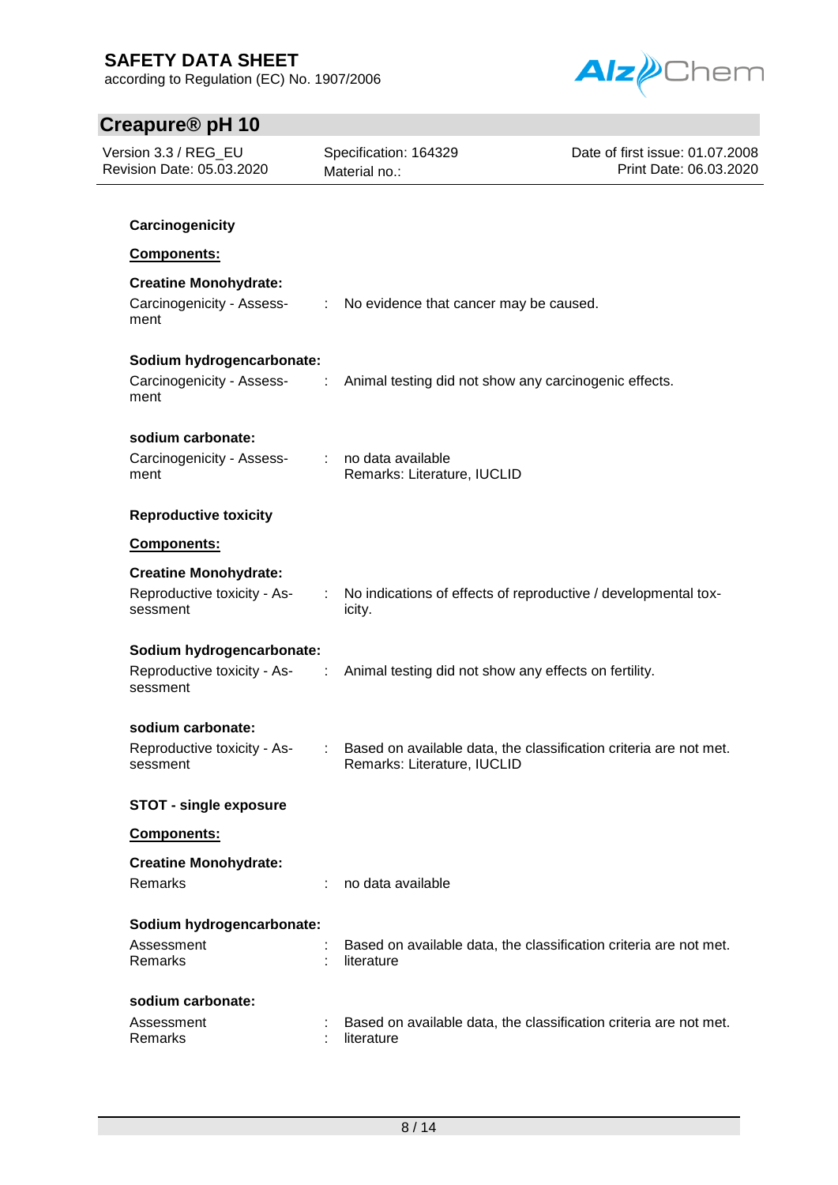**Carcinogenicity**

**Components:**

**Creatine Monohydrate:**

Carcinogenicity - Assessment : No evidence that cancer may be caused.

**Sodium hydrogencarbonate:**

Carcinogenicity - Assessment : Animal testing did not show any carcinogenic effects.

**sodium carbonate:**

Carcinogenicity - Assessment : no data available
Remarks: Literature, IUCLID

**Reproductive toxicity**

**Components:**

**Creatine Monohydrate:**

Reproductive toxicity - Assessment : No indications of effects of reproductive / developmental toxicity.

**Sodium hydrogencarbonate:**

Reproductive toxicity - Assessment : Animal testing did not show any effects on fertility.

**sodium carbonate:**

Reproductive toxicity - Assessment : Based on available data, the classification criteria are not met.
Remarks: Literature, IUCLID

**STOT - single exposure**

**Components:**

**Creatine Monohydrate:**

Remarks : no data available

**Sodium hydrogencarbonate:**

Assessment : Based on available data, the classification criteria are not met.
Remarks : literature

**sodium carbonate:**

Assessment : Based on available data, the classification criteria are not met.
Remarks : literature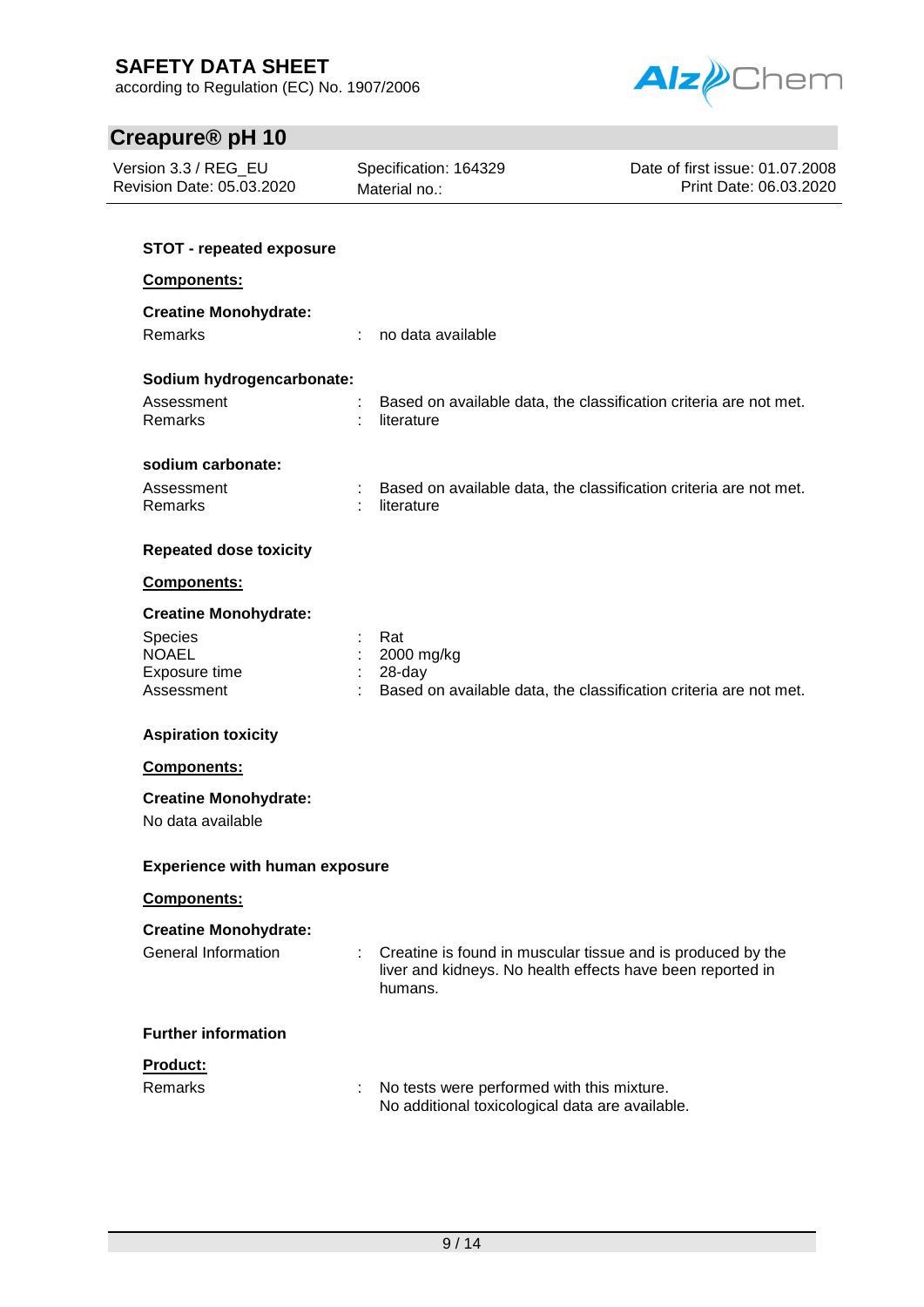### STOT - repeated exposure

**Components:**

**Creatine Monohydrate:**

Remarks : no data available

**Sodium hydrogencarbonate:**

Assessment : Based on available data, the classification criteria are not met.
Remarks : literature

**sodium carbonate:**

Assessment : Based on available data, the classification criteria are not met.
Remarks : literature

### Repeated dose toxicity

**Components:**

**Creatine Monohydrate:**

Species : Rat
NOAEL : 2000 mg/kg
Exposure time : 28-day
Assessment : Based on available data, the classification criteria are not met.

### Aspiration toxicity

**Components:**

**Creatine Monohydrate:**

No data available

### Experience with human exposure

**Components:**

**Creatine Monohydrate:**

General Information : Creatine is found in muscular tissue and is produced by the liver and kidneys. No health effects have been reported in humans.

### Further information

**Product:**

Remarks : No tests were performed with this mixture.
No additional toxicological data are available.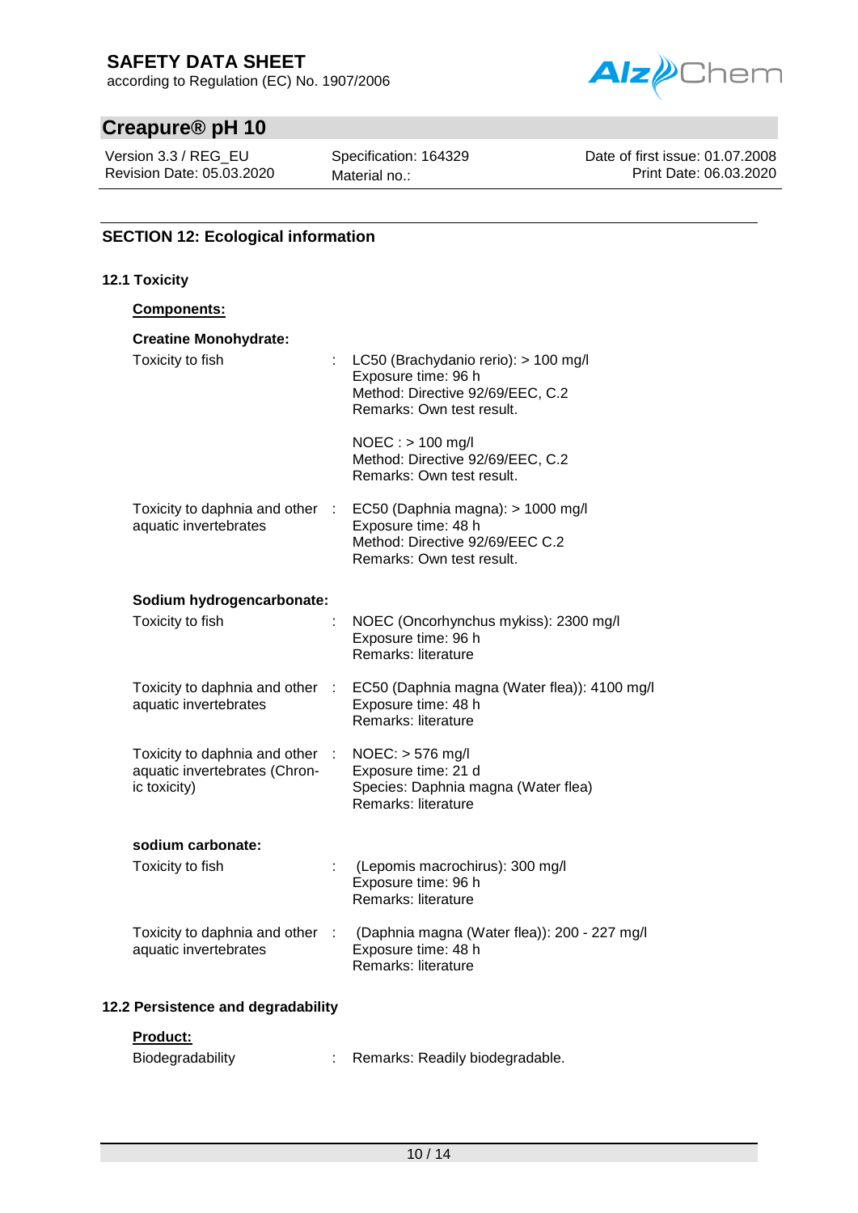## SECTION 12: Ecological information

### 12.1 Toxicity

**Components:**

**Creatine Monohydrate:**

| | | |
|---|---|---|
| Toxicity to fish | : | LC50 (Brachydanio rerio): > 100 mg/l<br>Exposure time: 96 h<br>Method: Directive 92/69/EEC, C.2<br>Remarks: Own test result. |
| | | NOEC : > 100 mg/l<br>Method: Directive 92/69/EEC, C.2<br>Remarks: Own test result. |
| Toxicity to daphnia and other aquatic invertebrates | : | EC50 (Daphnia magna): > 1000 mg/l<br>Exposure time: 48 h<br>Method: Directive 92/69/EEC C.2<br>Remarks: Own test result. |

**Sodium hydrogencarbonate:**

| | | |
|---|---|---|
| Toxicity to fish | : | NOEC (Oncorhynchus mykiss): 2300 mg/l<br>Exposure time: 96 h<br>Remarks: literature |
| Toxicity to daphnia and other aquatic invertebrates | : | EC50 (Daphnia magna (Water flea)): 4100 mg/l<br>Exposure time: 48 h<br>Remarks: literature |
| Toxicity to daphnia and other aquatic invertebrates (Chronic toxicity) | : | NOEC: > 576 mg/l<br>Exposure time: 21 d<br>Species: Daphnia magna (Water flea)<br>Remarks: literature |

**sodium carbonate:**

| | | |
|---|---|---|
| Toxicity to fish | : | (Lepomis macrochirus): 300 mg/l<br>Exposure time: 96 h<br>Remarks: literature |
| Toxicity to daphnia and other aquatic invertebrates | : | (Daphnia magna (Water flea)): 200 - 227 mg/l<br>Exposure time: 48 h<br>Remarks: literature |

### 12.2 Persistence and degradability

**Product:**

| | | |
|---|---|---|
| Biodegradability | : | Remarks: Readily biodegradable. |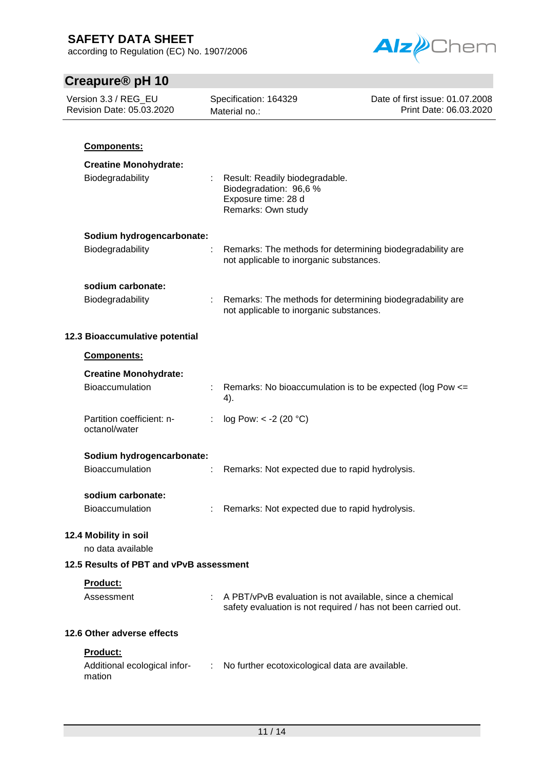**Components:**

**Creatine Monohydrate:**

Biodegradability : Result: Readily biodegradable.
Biodegradation: 96,6 %
Exposure time: 28 d
Remarks: Own study

**Sodium hydrogencarbonate:**

Biodegradability : Remarks: The methods for determining biodegradability are not applicable to inorganic substances.

**sodium carbonate:**

Biodegradability : Remarks: The methods for determining biodegradability are not applicable to inorganic substances.

### 12.3 Bioaccumulative potential

**Components:**

**Creatine Monohydrate:**

Bioaccumulation : Remarks: No bioaccumulation is to be expected (log Pow <= 4).

Partition coefficient: n-octanol/water : log Pow: < -2 (20 °C)

**Sodium hydrogencarbonate:**

Bioaccumulation : Remarks: Not expected due to rapid hydrolysis.

**sodium carbonate:**

Bioaccumulation : Remarks: Not expected due to rapid hydrolysis.

### 12.4 Mobility in soil

no data available

### 12.5 Results of PBT and vPvB assessment

**Product:**

Assessment : A PBT/vPvB evaluation is not available, since a chemical safety evaluation is not required / has not been carried out.

### 12.6 Other adverse effects

**Product:**

Additional ecological information : No further ecotoxicological data are available.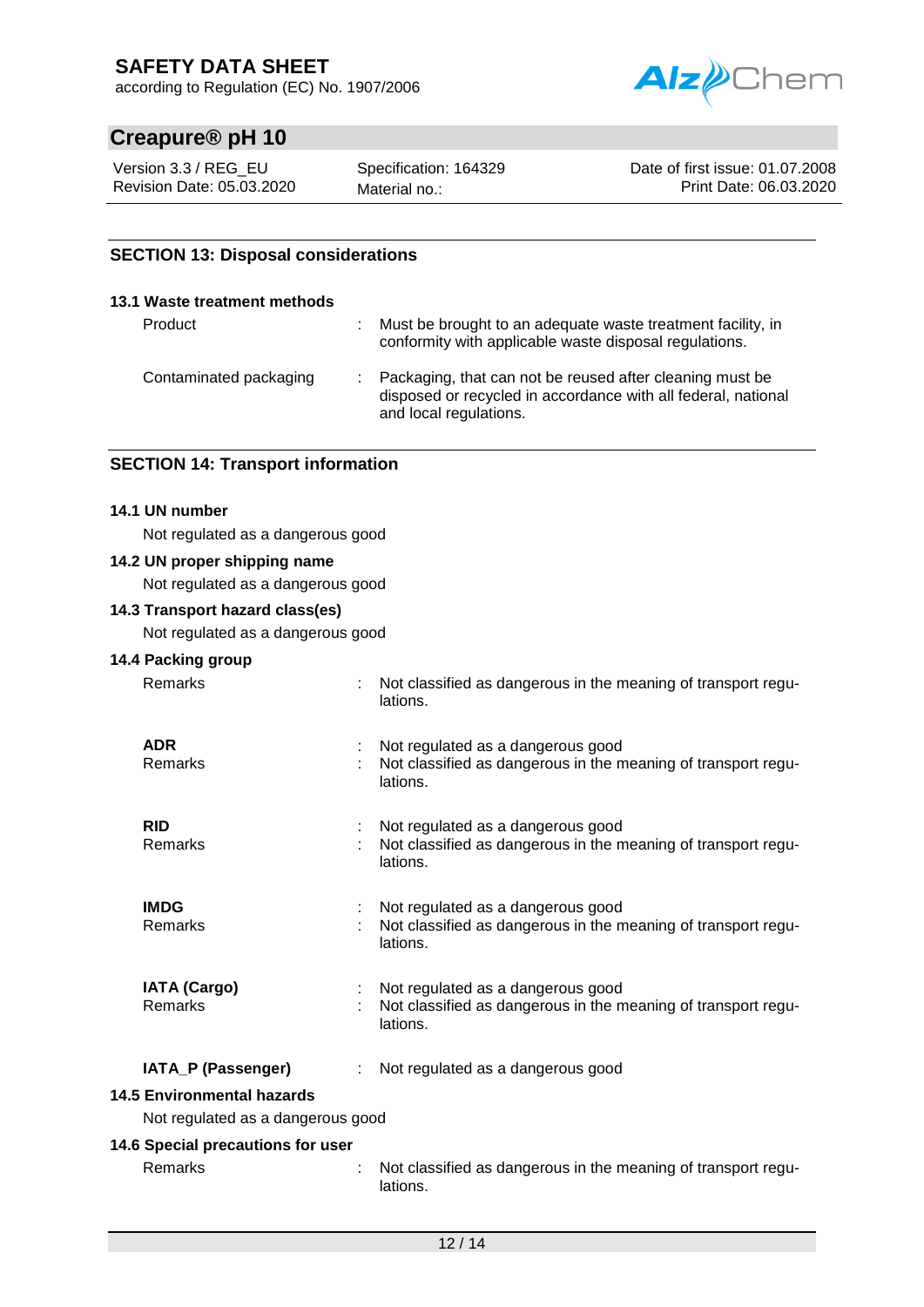## SECTION 13: Disposal considerations

### 13.1 Waste treatment methods

| | |
|---|---|
| Product | Must be brought to an adequate waste treatment facility, in conformity with applicable waste disposal regulations. |
| Contaminated packaging | Packaging, that can not be reused after cleaning must be disposed or recycled in accordance with all federal, national and local regulations. |

## SECTION 14: Transport information

### 14.1 UN number

Not regulated as a dangerous good

### 14.2 UN proper shipping name

Not regulated as a dangerous good

### 14.3 Transport hazard class(es)

Not regulated as a dangerous good

### 14.4 Packing group

| | |
|---|---|
| Remarks | Not classified as dangerous in the meaning of transport regulations. |
| **ADR** | Not regulated as a dangerous good |
| Remarks | Not classified as dangerous in the meaning of transport regulations. |
| **RID** | Not regulated as a dangerous good |
| Remarks | Not classified as dangerous in the meaning of transport regulations. |
| **IMDG** | Not regulated as a dangerous good |
| Remarks | Not classified as dangerous in the meaning of transport regulations. |
| **IATA (Cargo)** | Not regulated as a dangerous good |
| Remarks | Not classified as dangerous in the meaning of transport regulations. |
| **IATA_P (Passenger)** | Not regulated as a dangerous good |

### 14.5 Environmental hazards

Not regulated as a dangerous good

### 14.6 Special precautions for user

| | |
|---|---|
| Remarks | Not classified as dangerous in the meaning of transport regulations. |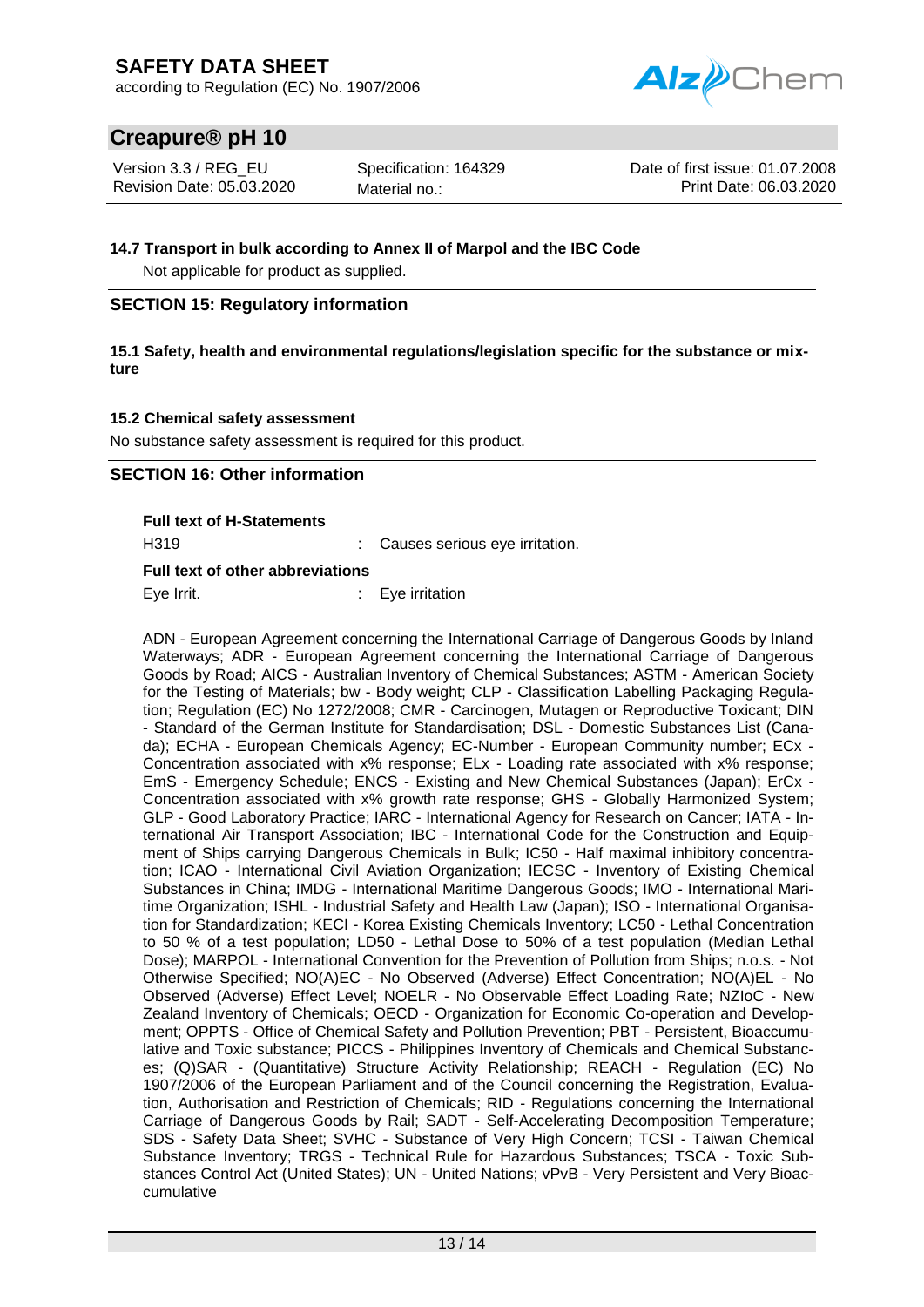#### 14.7 Transport in bulk according to Annex II of Marpol and the IBC Code

Not applicable for product as supplied.

## SECTION 15: Regulatory information

#### 15.1 Safety, health and environmental regulations/legislation specific for the substance or mixture

#### 15.2 Chemical safety assessment

No substance safety assessment is required for this product.

## SECTION 16: Other information

**Full text of H-Statements**

H319 : Causes serious eye irritation.

**Full text of other abbreviations**

Eye Irrit. : Eye irritation

ADN - European Agreement concerning the International Carriage of Dangerous Goods by Inland Waterways; ADR - European Agreement concerning the International Carriage of Dangerous Goods by Road; AICS - Australian Inventory of Chemical Substances; ASTM - American Society for the Testing of Materials; bw - Body weight; CLP - Classification Labelling Packaging Regulation; Regulation (EC) No 1272/2008; CMR - Carcinogen, Mutagen or Reproductive Toxicant; DIN - Standard of the German Institute for Standardisation; DSL - Domestic Substances List (Canada); ECHA - European Chemicals Agency; EC-Number - European Community number; ECx - Concentration associated with x% response; ELx - Loading rate associated with x% response; EmS - Emergency Schedule; ENCS - Existing and New Chemical Substances (Japan); ErCx - Concentration associated with x% growth rate response; GHS - Globally Harmonized System; GLP - Good Laboratory Practice; IARC - International Agency for Research on Cancer; IATA - International Air Transport Association; IBC - International Code for the Construction and Equipment of Ships carrying Dangerous Chemicals in Bulk; IC50 - Half maximal inhibitory concentration; ICAO - International Civil Aviation Organization; IECSC - Inventory of Existing Chemical Substances in China; IMDG - International Maritime Dangerous Goods; IMO - International Maritime Organization; ISHL - Industrial Safety and Health Law (Japan); ISO - International Organisation for Standardization; KECI - Korea Existing Chemicals Inventory; LC50 - Lethal Concentration to 50 % of a test population; LD50 - Lethal Dose to 50% of a test population (Median Lethal Dose); MARPOL - International Convention for the Prevention of Pollution from Ships; n.o.s. - Not Otherwise Specified; NO(A)EC - No Observed (Adverse) Effect Concentration; NO(A)EL - No Observed (Adverse) Effect Level; NOELR - No Observable Effect Loading Rate; NZIoC - New Zealand Inventory of Chemicals; OECD - Organization for Economic Co-operation and Development; OPPTS - Office of Chemical Safety and Pollution Prevention; PBT - Persistent, Bioaccumulative and Toxic substance; PICCS - Philippines Inventory of Chemicals and Chemical Substances; (Q)SAR - (Quantitative) Structure Activity Relationship; REACH - Regulation (EC) No 1907/2006 of the European Parliament and of the Council concerning the Registration, Evaluation, Authorisation and Restriction of Chemicals; RID - Regulations concerning the International Carriage of Dangerous Goods by Rail; SADT - Self-Accelerating Decomposition Temperature; SDS - Safety Data Sheet; SVHC - Substance of Very High Concern; TCSI - Taiwan Chemical Substance Inventory; TRGS - Technical Rule for Hazardous Substances; TSCA - Toxic Substances Control Act (United States); UN - United Nations; vPvB - Very Persistent and Very Bioaccumulative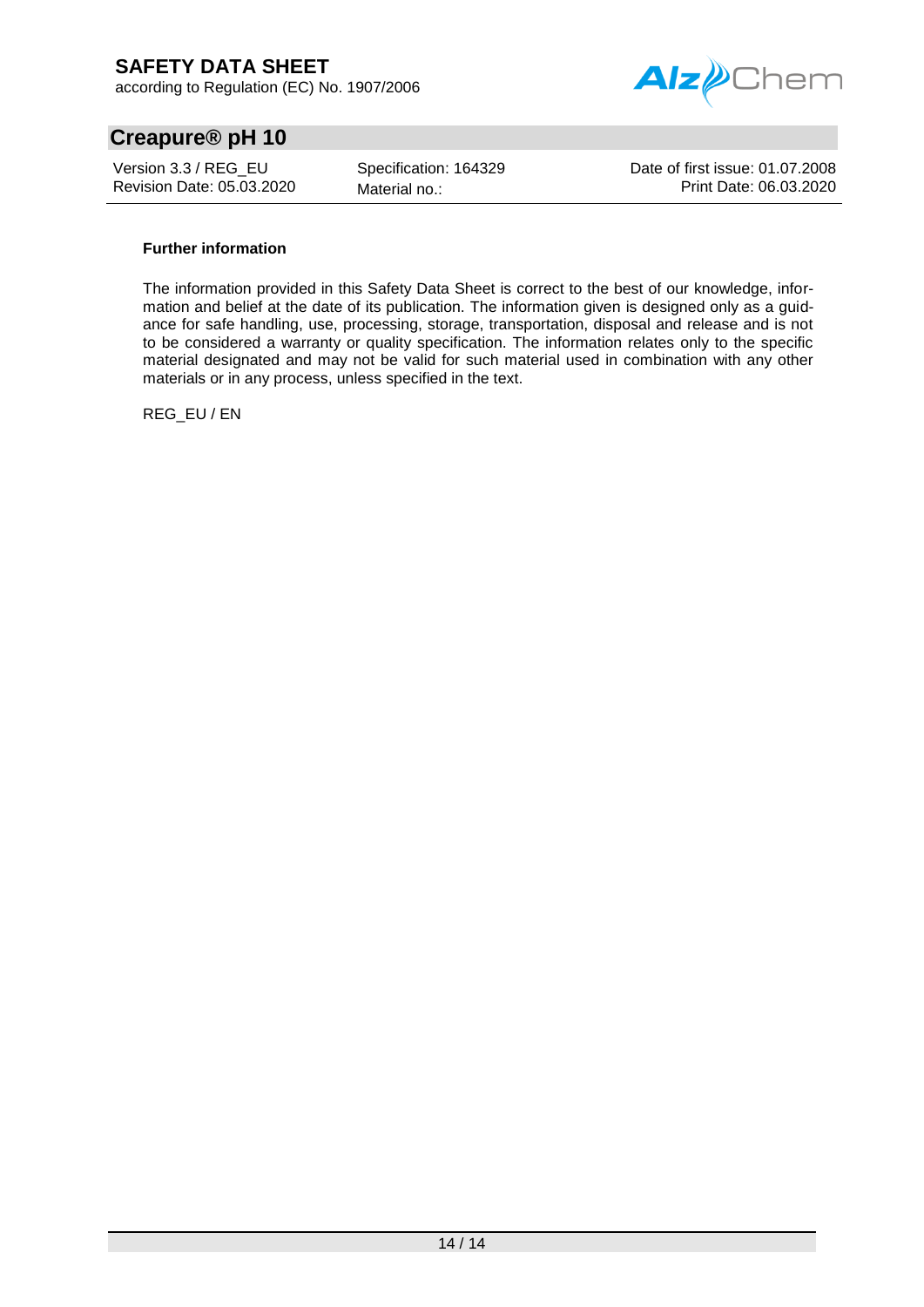**Further information**

The information provided in this Safety Data Sheet is correct to the best of our knowledge, information and belief at the date of its publication. The information given is designed only as a guidance for safe handling, use, processing, storage, transportation, disposal and release and is not to be considered a warranty or quality specification. The information relates only to the specific material designated and may not be valid for such material used in combination with any other materials or in any process, unless specified in the text.

REG_EU / EN